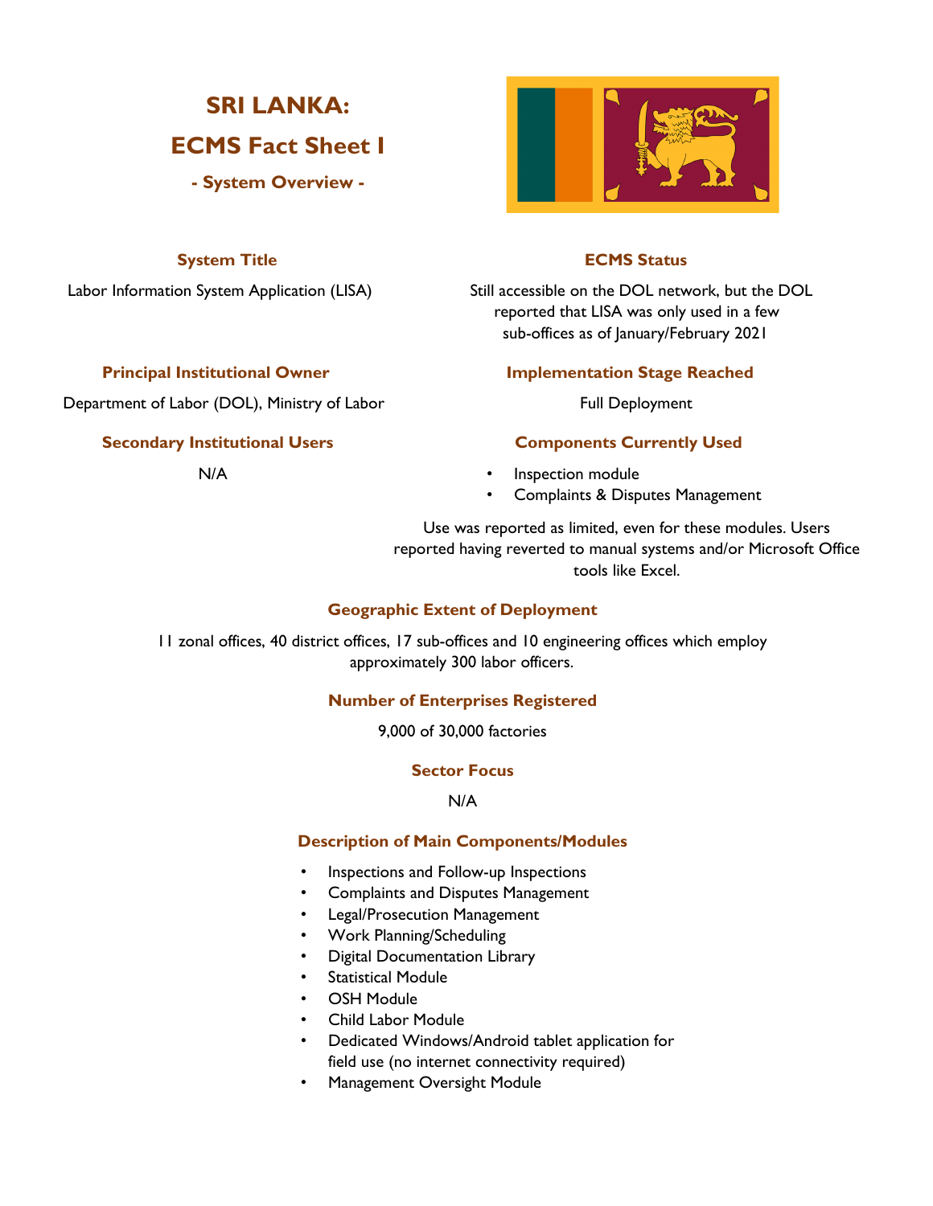# SRI LANKA:
# ECMS Fact Sheet I
### - System Overview -

### System Title

Labor Information System Application (LISA)

### ECMS Status

Still accessible on the DOL network, but the DOL reported that LISA was only used in a few sub-offices as of January/February 2021

### Principal Institutional Owner

Department of Labor (DOL), Ministry of Labor

### Implementation Stage Reached

Full Deployment

### Secondary Institutional Users

N/A

### Components Currently Used

- Inspection module
- Complaints & Disputes Management

Use was reported as limited, even for these modules. Users reported having reverted to manual systems and/or Microsoft Office tools like Excel.

### Geographic Extent of Deployment

11 zonal offices, 40 district offices, 17 sub-offices and 10 engineering offices which employ approximately 300 labor officers.

### Number of Enterprises Registered

9,000 of 30,000 factories

### Sector Focus

N/A

### Description of Main Components/Modules

- Inspections and Follow-up Inspections
- Complaints and Disputes Management
- Legal/Prosecution Management
- Work Planning/Scheduling
- Digital Documentation Library
- Statistical Module
- OSH Module
- Child Labor Module
- Dedicated Windows/Android tablet application for field use (no internet connectivity required)
- Management Oversight Module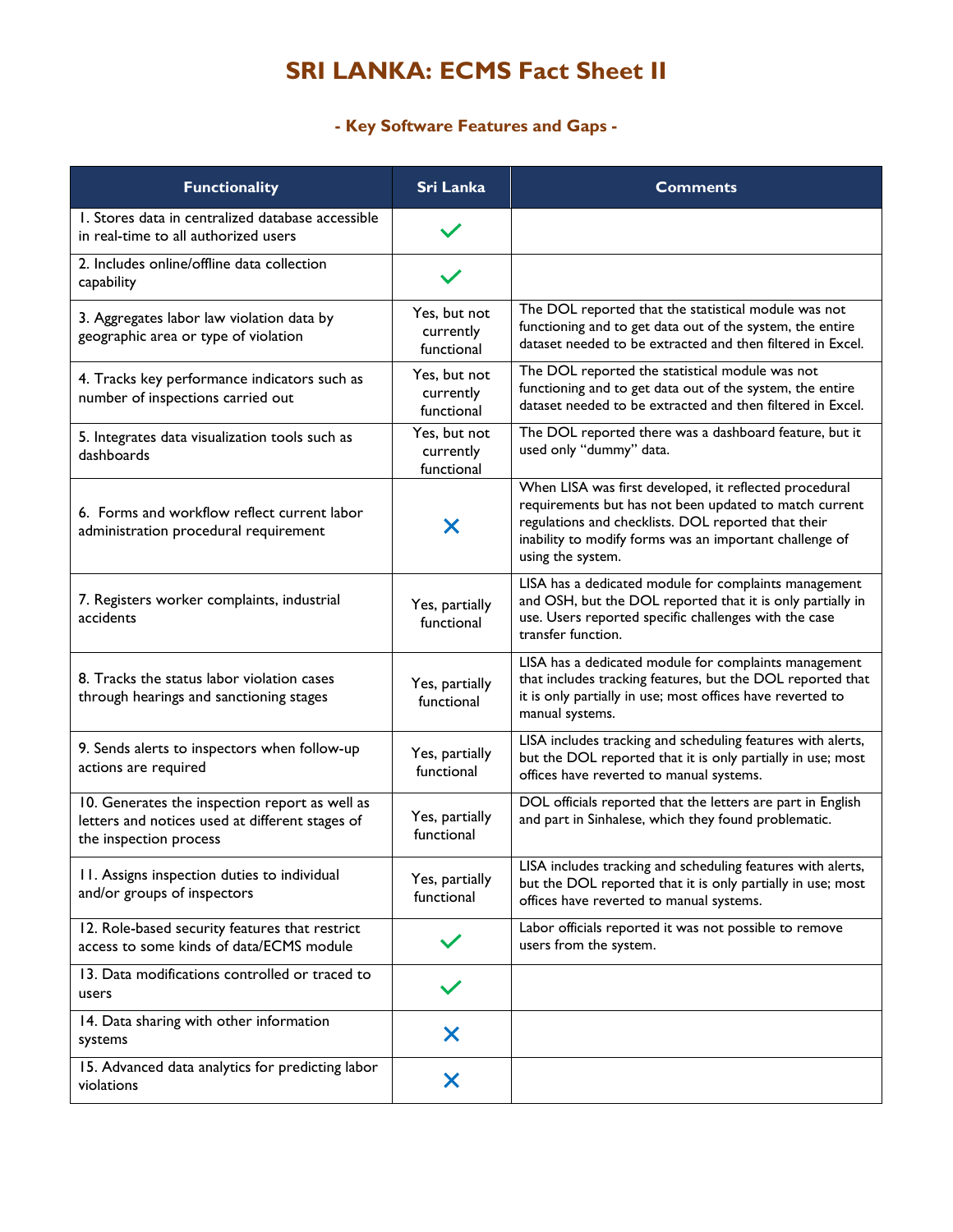# SRI LANKA: ECMS Fact Sheet II

### - Key Software Features and Gaps -

| Functionality | Sri Lanka | Comments |
|---|---|---|
| 1. Stores data in centralized database accessible in real-time to all authorized users | ✓ | |
| 2. Includes online/offline data collection capability | ✓ | |
| 3. Aggregates labor law violation data by geographic area or type of violation | Yes, but not currently functional | The DOL reported that the statistical module was not functioning and to get data out of the system, the entire dataset needed to be extracted and then filtered in Excel. |
| 4. Tracks key performance indicators such as number of inspections carried out | Yes, but not currently functional | The DOL reported the statistical module was not functioning and to get data out of the system, the entire dataset needed to be extracted and then filtered in Excel. |
| 5. Integrates data visualization tools such as dashboards | Yes, but not currently functional | The DOL reported there was a dashboard feature, but it used only "dummy" data. |
| 6. Forms and workflow reflect current labor administration procedural requirement | ✕ | When LISA was first developed, it reflected procedural requirements but has not been updated to match current regulations and checklists. DOL reported that their inability to modify forms was an important challenge of using the system. |
| 7. Registers worker complaints, industrial accidents | Yes, partially functional | LISA has a dedicated module for complaints management and OSH, but the DOL reported that it is only partially in use. Users reported specific challenges with the case transfer function. |
| 8. Tracks the status labor violation cases through hearings and sanctioning stages | Yes, partially functional | LISA has a dedicated module for complaints management that includes tracking features, but the DOL reported that it is only partially in use; most offices have reverted to manual systems. |
| 9. Sends alerts to inspectors when follow-up actions are required | Yes, partially functional | LISA includes tracking and scheduling features with alerts, but the DOL reported that it is only partially in use; most offices have reverted to manual systems. |
| 10. Generates the inspection report as well as letters and notices used at different stages of the inspection process | Yes, partially functional | DOL officials reported that the letters are part in English and part in Sinhalese, which they found problematic. |
| 11. Assigns inspection duties to individual and/or groups of inspectors | Yes, partially functional | LISA includes tracking and scheduling features with alerts, but the DOL reported that it is only partially in use; most offices have reverted to manual systems. |
| 12. Role-based security features that restrict access to some kinds of data/ECMS module | ✓ | Labor officials reported it was not possible to remove users from the system. |
| 13. Data modifications controlled or traced to users | ✓ | |
| 14. Data sharing with other information systems | ✕ | |
| 15. Advanced data analytics for predicting labor violations | ✕ | |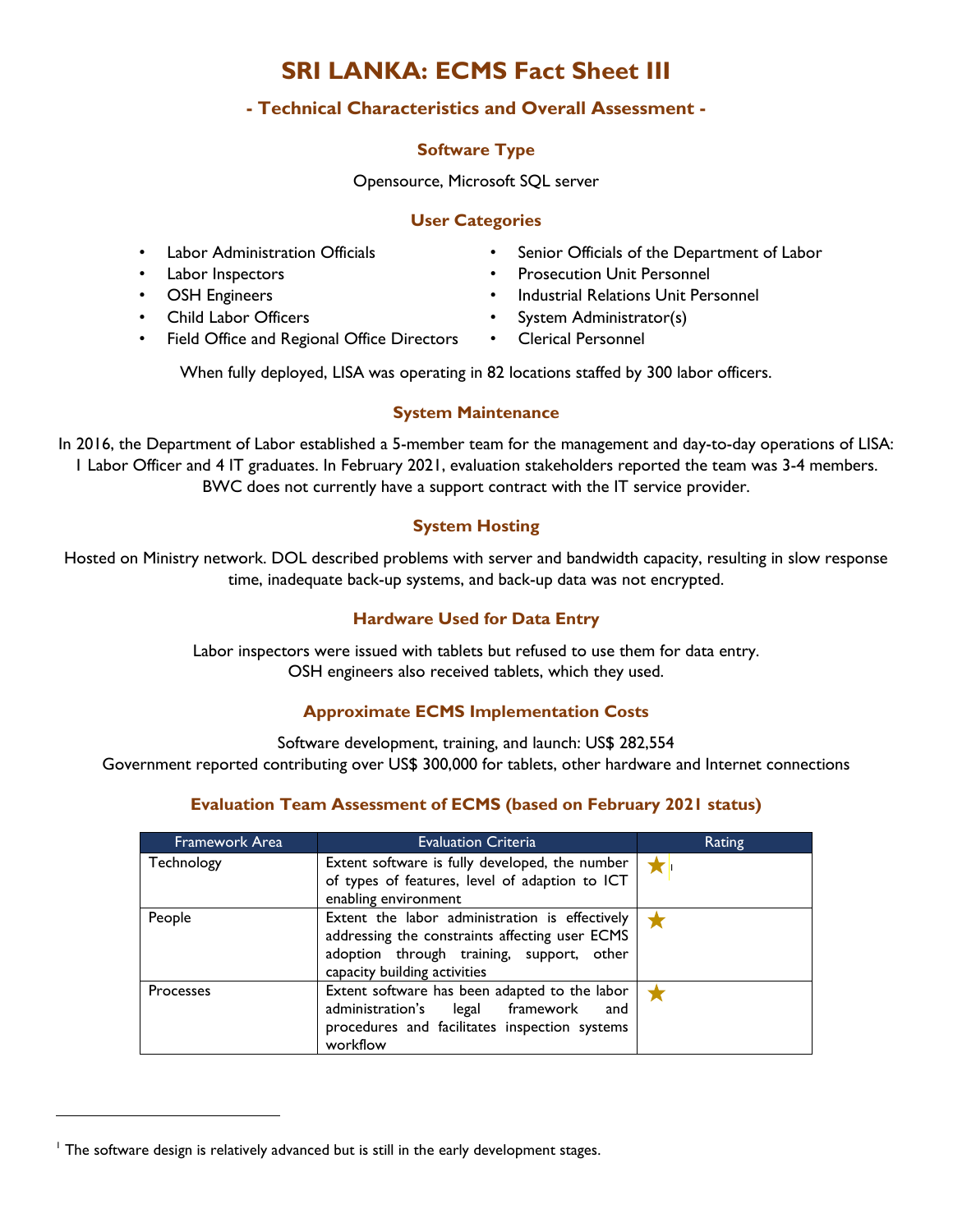# SRI LANKA: ECMS Fact Sheet III

## - Technical Characteristics and Overall Assessment -

### Software Type

Opensource, Microsoft SQL server

### User Categories

- Labor Administration Officials
- Labor Inspectors
- OSH Engineers
- Child Labor Officers
- Field Office and Regional Office Directors
- Senior Officials of the Department of Labor
- Prosecution Unit Personnel
- Industrial Relations Unit Personnel
- System Administrator(s)
- Clerical Personnel

When fully deployed, LISA was operating in 82 locations staffed by 300 labor officers.

### System Maintenance

In 2016, the Department of Labor established a 5-member team for the management and day-to-day operations of LISA: 1 Labor Officer and 4 IT graduates. In February 2021, evaluation stakeholders reported the team was 3-4 members. BWC does not currently have a support contract with the IT service provider.

### System Hosting

Hosted on Ministry network. DOL described problems with server and bandwidth capacity, resulting in slow response time, inadequate back-up systems, and back-up data was not encrypted.

### Hardware Used for Data Entry

Labor inspectors were issued with tablets but refused to use them for data entry.
OSH engineers also received tablets, which they used.

### Approximate ECMS Implementation Costs

Software development, training, and launch: US$ 282,554
Government reported contributing over US$ 300,000 for tablets, other hardware and Internet connections

### Evaluation Team Assessment of ECMS (based on February 2021 status)

| Framework Area | Evaluation Criteria | Rating |
|---|---|---|
| Technology | Extent software is fully developed, the number of types of features, level of adaption to ICT enabling environment | ★[1] |
| People | Extent the labor administration is effectively addressing the constraints affecting user ECMS adoption through training, support, other capacity building activities | ★ |
| Processes | Extent software has been adapted to the labor administration's legal framework and procedures and facilitates inspection systems workflow | ★ |

[1] The software design is relatively advanced but is still in the early development stages.